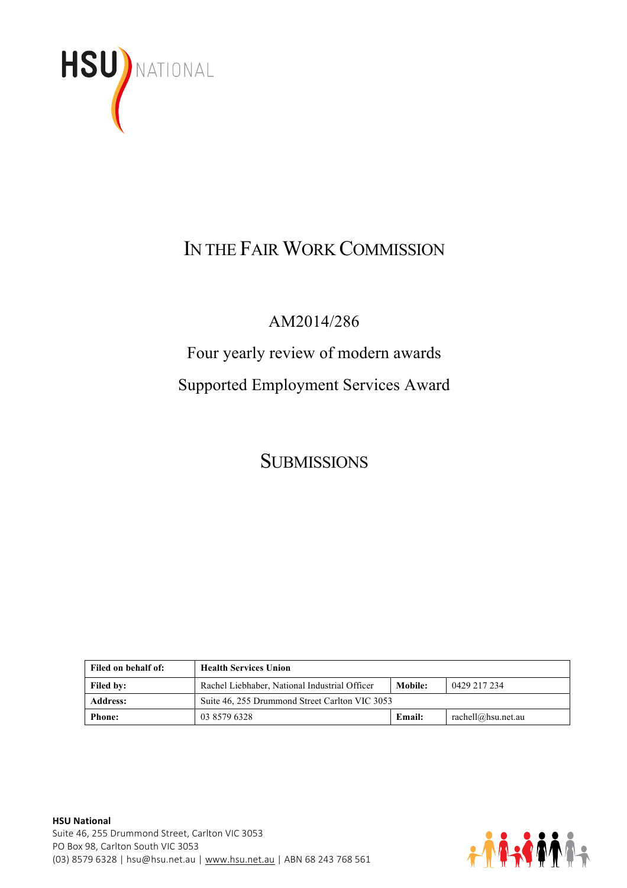HSU NATIONAL

# IN THE FAIR WORK COMMISSION

## AM2014/286

## Four yearly review of modern awards

## Supported Employment Services Award

# SUBMISSIONS

| **Filed on behalf of:** | **Health Services Union** | | |
|---|---|---|---|
| **Filed by:** | Rachel Liebhaber, National Industrial Officer | **Mobile:** | 0429 217 234 |
| **Address:** | Suite 46, 255 Drummond Street Carlton VIC 3053 | | |
| **Phone:** | 03 8579 6328 | **Email:** | rachell@hsu.net.au |

**HSU National**
Suite 46, 255 Drummond Street, Carlton VIC 3053
PO Box 98, Carlton South VIC 3053
(03) 8579 6328 | hsu@hsu.net.au | www.hsu.net.au | ABN 68 243 768 561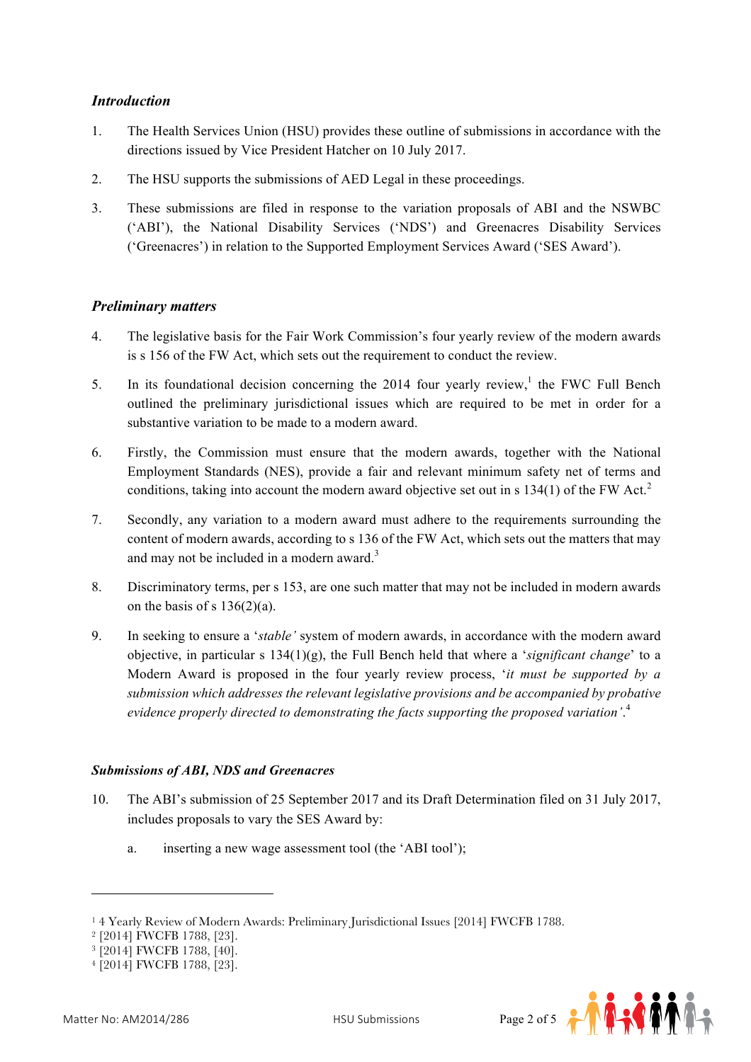### *Introduction*

1. The Health Services Union (HSU) provides these outline of submissions in accordance with the directions issued by Vice President Hatcher on 10 July 2017.

2. The HSU supports the submissions of AED Legal in these proceedings.

3. These submissions are filed in response to the variation proposals of ABI and the NSWBC ('ABI'), the National Disability Services ('NDS') and Greenacres Disability Services ('Greenacres') in relation to the Supported Employment Services Award ('SES Award').

### *Preliminary matters*

4. The legislative basis for the Fair Work Commission's four yearly review of the modern awards is s 156 of the FW Act, which sets out the requirement to conduct the review.

5. In its foundational decision concerning the 2014 four yearly review,[1] the FWC Full Bench outlined the preliminary jurisdictional issues which are required to be met in order for a substantive variation to be made to a modern award.

6. Firstly, the Commission must ensure that the modern awards, together with the National Employment Standards (NES), provide a fair and relevant minimum safety net of terms and conditions, taking into account the modern award objective set out in s 134(1) of the FW Act.[2]

7. Secondly, any variation to a modern award must adhere to the requirements surrounding the content of modern awards, according to s 136 of the FW Act, which sets out the matters that may and may not be included in a modern award.[3]

8. Discriminatory terms, per s 153, are one such matter that may not be included in modern awards on the basis of s 136(2)(a).

9. In seeking to ensure a '*stable'* system of modern awards, in accordance with the modern award objective, in particular s 134(1)(g), the Full Bench held that where a '*significant change*' to a Modern Award is proposed in the four yearly review process, '*it must be supported by a submission which addresses the relevant legislative provisions and be accompanied by probative evidence properly directed to demonstrating the facts supporting the proposed variation'*.[4]

#### *Submissions of ABI, NDS and Greenacres*

10. The ABI's submission of 25 September 2017 and its Draft Determination filed on 31 July 2017, includes proposals to vary the SES Award by:

    a. inserting a new wage assessment tool (the 'ABI tool');

---

[1] 4 Yearly Review of Modern Awards: Preliminary Jurisdictional Issues [2014] FWCFB 1788.
[2] [2014] FWCFB 1788, [23].
[3] [2014] FWCFB 1788, [40].
[4] [2014] FWCFB 1788, [23].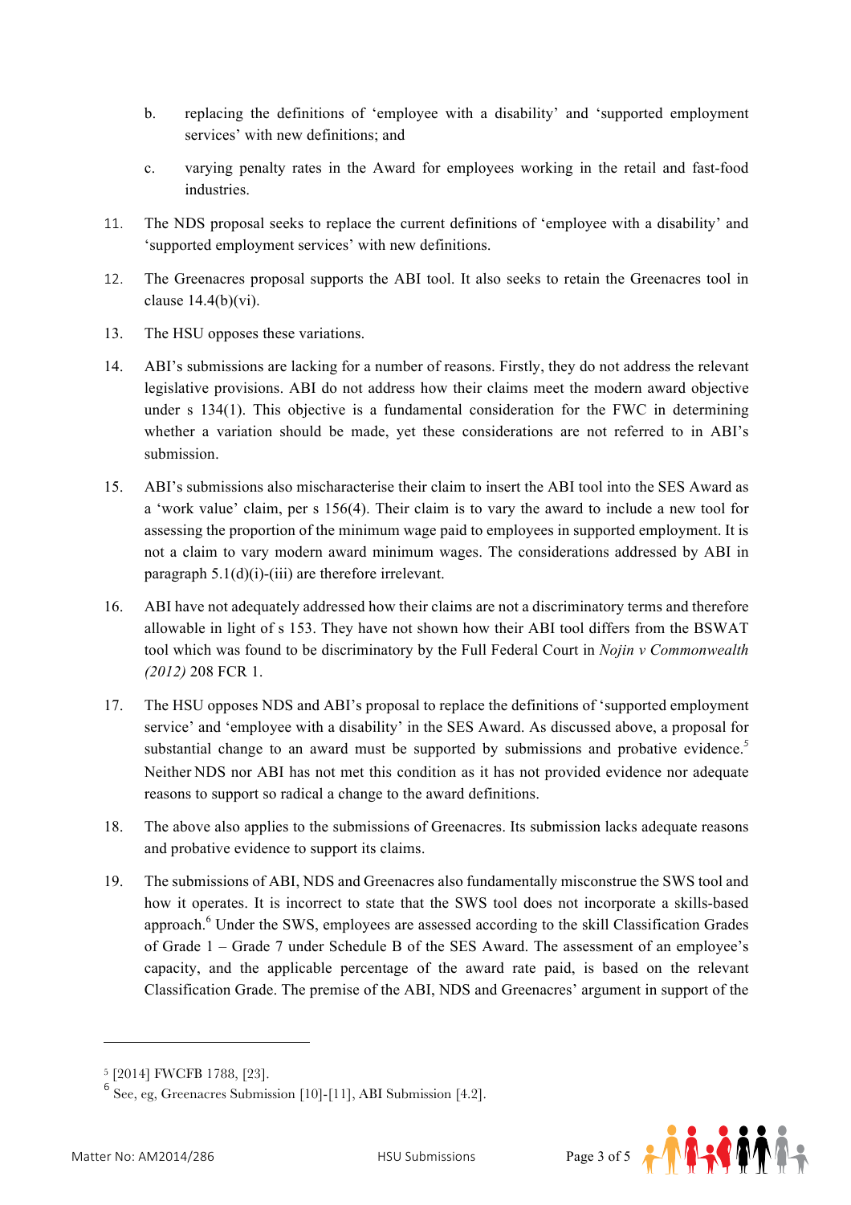b. replacing the definitions of 'employee with a disability' and 'supported employment services' with new definitions; and

c. varying penalty rates in the Award for employees working in the retail and fast-food industries.

11. The NDS proposal seeks to replace the current definitions of 'employee with a disability' and 'supported employment services' with new definitions.

12. The Greenacres proposal supports the ABI tool. It also seeks to retain the Greenacres tool in clause 14.4(b)(vi).

13. The HSU opposes these variations.

14. ABI's submissions are lacking for a number of reasons. Firstly, they do not address the relevant legislative provisions. ABI do not address how their claims meet the modern award objective under s 134(1). This objective is a fundamental consideration for the FWC in determining whether a variation should be made, yet these considerations are not referred to in ABI's submission.

15. ABI's submissions also mischaracterise their claim to insert the ABI tool into the SES Award as a 'work value' claim, per s 156(4). Their claim is to vary the award to include a new tool for assessing the proportion of the minimum wage paid to employees in supported employment. It is not a claim to vary modern award minimum wages. The considerations addressed by ABI in paragraph 5.1(d)(i)-(iii) are therefore irrelevant.

16. ABI have not adequately addressed how their claims are not a discriminatory terms and therefore allowable in light of s 153. They have not shown how their ABI tool differs from the BSWAT tool which was found to be discriminatory by the Full Federal Court in *Nojin v Commonwealth (2012)* 208 FCR 1.

17. The HSU opposes NDS and ABI's proposal to replace the definitions of 'supported employment service' and 'employee with a disability' in the SES Award. As discussed above, a proposal for substantial change to an award must be supported by submissions and probative evidence.[5] Neither NDS nor ABI has not met this condition as it has not provided evidence nor adequate reasons to support so radical a change to the award definitions.

18. The above also applies to the submissions of Greenacres. Its submission lacks adequate reasons and probative evidence to support its claims.

19. The submissions of ABI, NDS and Greenacres also fundamentally misconstrue the SWS tool and how it operates. It is incorrect to state that the SWS tool does not incorporate a skills-based approach.[6] Under the SWS, employees are assessed according to the skill Classification Grades of Grade 1 – Grade 7 under Schedule B of the SES Award. The assessment of an employee's capacity, and the applicable percentage of the award rate paid, is based on the relevant Classification Grade. The premise of the ABI, NDS and Greenacres' argument in support of the

---

[5] [2014] FWCFB 1788, [23].

[6] See, eg, Greenacres Submission [10]-[11], ABI Submission [4.2].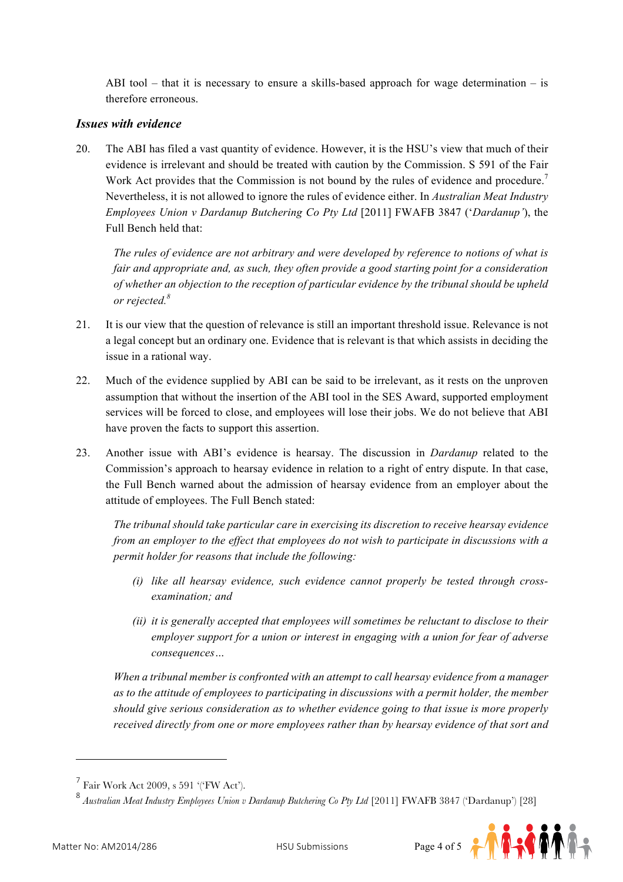ABI tool – that it is necessary to ensure a skills-based approach for wage determination – is therefore erroneous.

### *Issues with evidence*

20. The ABI has filed a vast quantity of evidence. However, it is the HSU's view that much of their evidence is irrelevant and should be treated with caution by the Commission. S 591 of the Fair Work Act provides that the Commission is not bound by the rules of evidence and procedure.[7] Nevertheless, it is not allowed to ignore the rules of evidence either. In *Australian Meat Industry Employees Union v Dardanup Butchering Co Pty Ltd* [2011] FWAFB 3847 ('*Dardanup*'), the Full Bench held that:

    *The rules of evidence are not arbitrary and were developed by reference to notions of what is fair and appropriate and, as such, they often provide a good starting point for a consideration of whether an objection to the reception of particular evidence by the tribunal should be upheld or rejected.*[8]

21. It is our view that the question of relevance is still an important threshold issue. Relevance is not a legal concept but an ordinary one. Evidence that is relevant is that which assists in deciding the issue in a rational way.

22. Much of the evidence supplied by ABI can be said to be irrelevant, as it rests on the unproven assumption that without the insertion of the ABI tool in the SES Award, supported employment services will be forced to close, and employees will lose their jobs. We do not believe that ABI have proven the facts to support this assertion.

23. Another issue with ABI's evidence is hearsay. The discussion in *Dardanup* related to the Commission's approach to hearsay evidence in relation to a right of entry dispute. In that case, the Full Bench warned about the admission of hearsay evidence from an employer about the attitude of employees. The Full Bench stated:

    *The tribunal should take particular care in exercising its discretion to receive hearsay evidence from an employer to the effect that employees do not wish to participate in discussions with a permit holder for reasons that include the following:*

    *(i) like all hearsay evidence, such evidence cannot properly be tested through cross-examination; and*

    *(ii) it is generally accepted that employees will sometimes be reluctant to disclose to their employer support for a union or interest in engaging with a union for fear of adverse consequences…*

    *When a tribunal member is confronted with an attempt to call hearsay evidence from a manager as to the attitude of employees to participating in discussions with a permit holder, the member should give serious consideration as to whether evidence going to that issue is more properly received directly from one or more employees rather than by hearsay evidence of that sort and*

---

[7] Fair Work Act 2009, s 591 '('FW Act').

[8] *Australian Meat Industry Employees Union v Dardanup Butchering Co Pty Ltd* [2011] FWAFB 3847 ('Dardanup') [28]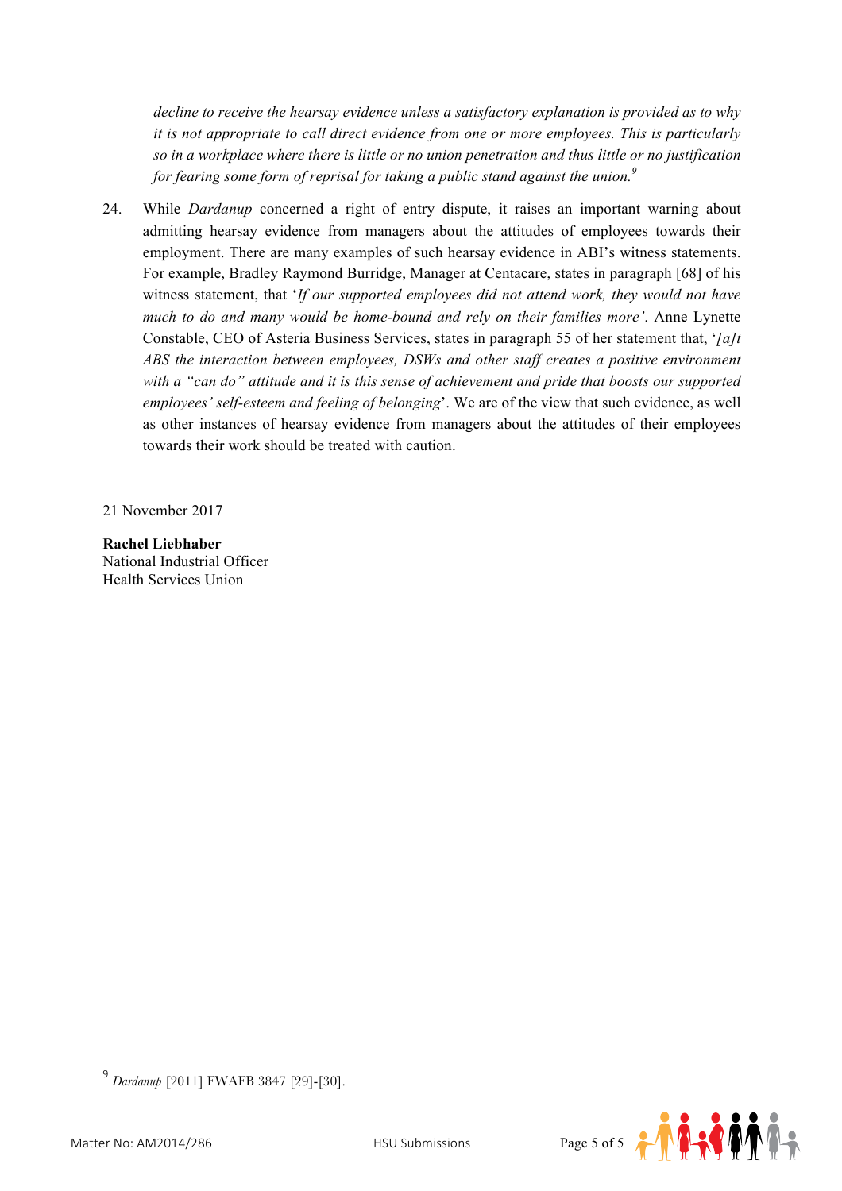*decline to receive the hearsay evidence unless a satisfactory explanation is provided as to why it is not appropriate to call direct evidence from one or more employees. This is particularly so in a workplace where there is little or no union penetration and thus little or no justification for fearing some form of reprisal for taking a public stand against the union.*[9]

24. While *Dardanup* concerned a right of entry dispute, it raises an important warning about admitting hearsay evidence from managers about the attitudes of employees towards their employment. There are many examples of such hearsay evidence in ABI's witness statements. For example, Bradley Raymond Burridge, Manager at Centacare, states in paragraph [68] of his witness statement, that '*If our supported employees did not attend work, they would not have much to do and many would be home-bound and rely on their families more'*. Anne Lynette Constable, CEO of Asteria Business Services, states in paragraph 55 of her statement that, '*[a]t ABS the interaction between employees, DSWs and other staff creates a positive environment with a "can do" attitude and it is this sense of achievement and pride that boosts our supported employees' self-esteem and feeling of belonging*'. We are of the view that such evidence, as well as other instances of hearsay evidence from managers about the attitudes of their employees towards their work should be treated with caution.

21 November 2017

**Rachel Liebhaber**
National Industrial Officer
Health Services Union

---

[9] *Dardanup* [2011] FWAFB 3847 [29]-[30].